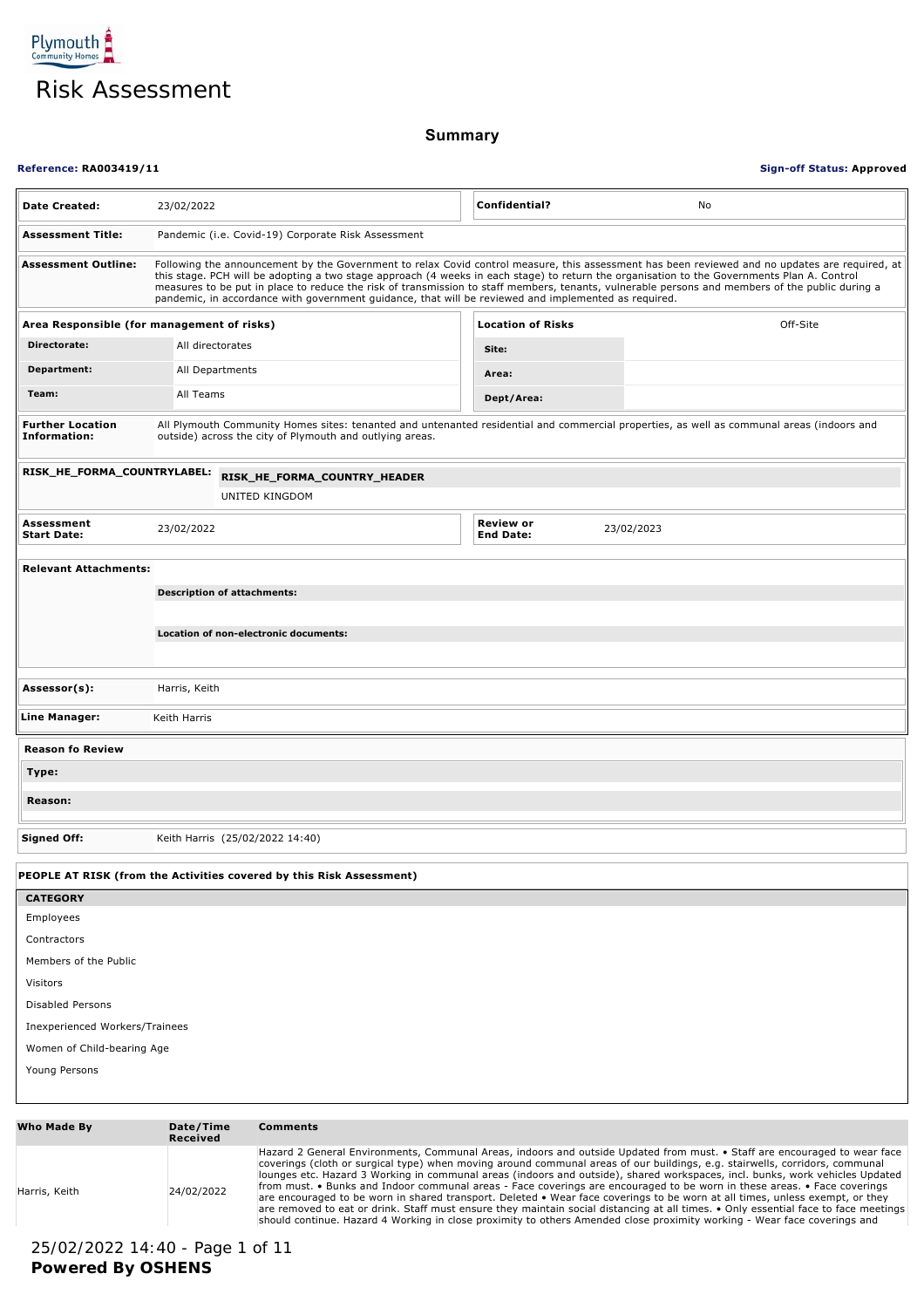Plymouth Community Homes

# Risk Assessment

## Summary

**Reference: RA003419/11** | **Sign-off Status: Approved**

| | | | |
|---|---|---|---|
| **Date Created:** | 23/02/2022 | **Confidential?** | No |
| **Assessment Title:** | Pandemic (i.e. Covid-19) Corporate Risk Assessment | | |
| **Assessment Outline:** | Following the announcement by the Government to relax Covid control measure, this assessment has been reviewed and no updates are required, at this stage. PCH will be adopting a two stage approach (4 weeks in each stage) to return the organisation to the Governments Plan A. Control measures to be put in place to reduce the risk of transmission to staff members, tenants, vulnerable persons and members of the public during a pandemic, in accordance with government guidance, that will be reviewed and implemented as required. | | |

| Area Responsible (for management of risks) | | Location of Risks | Off-Site |
|---|---|---|---|
| **Directorate:** | All directorates | **Site:** | |
| **Department:** | All Departments | **Area:** | |
| **Team:** | All Teams | **Dept/Area:** | |

| | |
|---|---|
| **Further Location Information:** | All Plymouth Community Homes sites: tenanted and untenanted residential and commercial properties, as well as communal areas (indoors and outside) across the city of Plymouth and outlying areas. |
| **RISK_HE_FORMA_COUNTRYLABEL:** | **RISK_HE_FORMA_COUNTRY_HEADER**<br>UNITED KINGDOM |

| | | | |
|---|---|---|---|
| **Assessment Start Date:** | 23/02/2022 | **Review or End Date:** | 23/02/2023 |

**Relevant Attachments:**

**Description of attachments:**

**Location of non-electronic documents:**

| | |
|---|---|
| **Assessor(s):** | Harris, Keith |
| **Line Manager:** | Keith Harris |

**Reason fo Review**

| | |
|---|---|
| **Type:** | |
| **Reason:** | |

| | |
|---|---|
| **Signed Off:** | Keith Harris (25/02/2022 14:40) |

**PEOPLE AT RISK (from the Activities covered by this Risk Assessment)**

| CATEGORY |
|---|
| Employees |
| Contractors |
| Members of the Public |
| Visitors |
| Disabled Persons |
| Inexperienced Workers/Trainees |
| Women of Child-bearing Age |
| Young Persons |

| Who Made By | Date/Time Received | Comments |
|---|---|---|
| Harris, Keith | 24/02/2022 | Hazard 2 General Environments, Communal Areas, indoors and outside Updated from must. • Staff are encouraged to wear face coverings (cloth or surgical type) when moving around communal areas of our buildings, e.g. stairwells, corridors, communal lounges etc. Hazard 3 Working in communal areas (indoors and outside), shared workspaces, incl. bunks, work vehicles Updated from must. • Bunks and Indoor communal areas - Face coverings are encouraged to be worn in these areas. • Face coverings are encouraged to be worn in shared transport. Deleted • Wear face coverings to be worn at all times, unless exempt, or they are removed to eat or drink. Staff must ensure they maintain social distancing at all times. • Only essential face to face meetings should continue. Hazard 4 Working in close proximity to others Amended close proximity working - Wear face coverings and |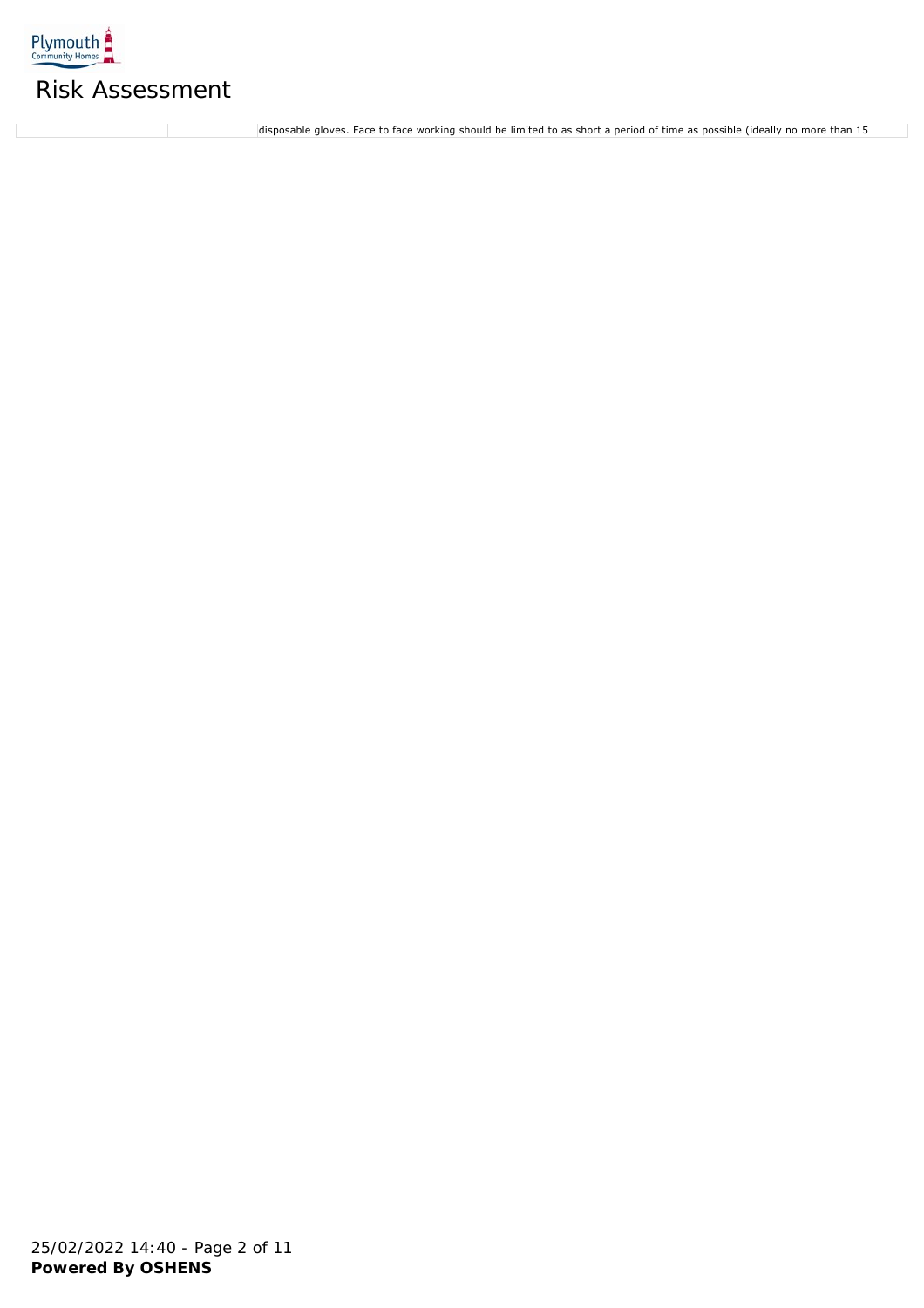# Risk Assessment

| | | |
|---|---|---|
| | | disposable gloves. Face to face working should be limited to as short a period of time as possible (ideally no more than 15 |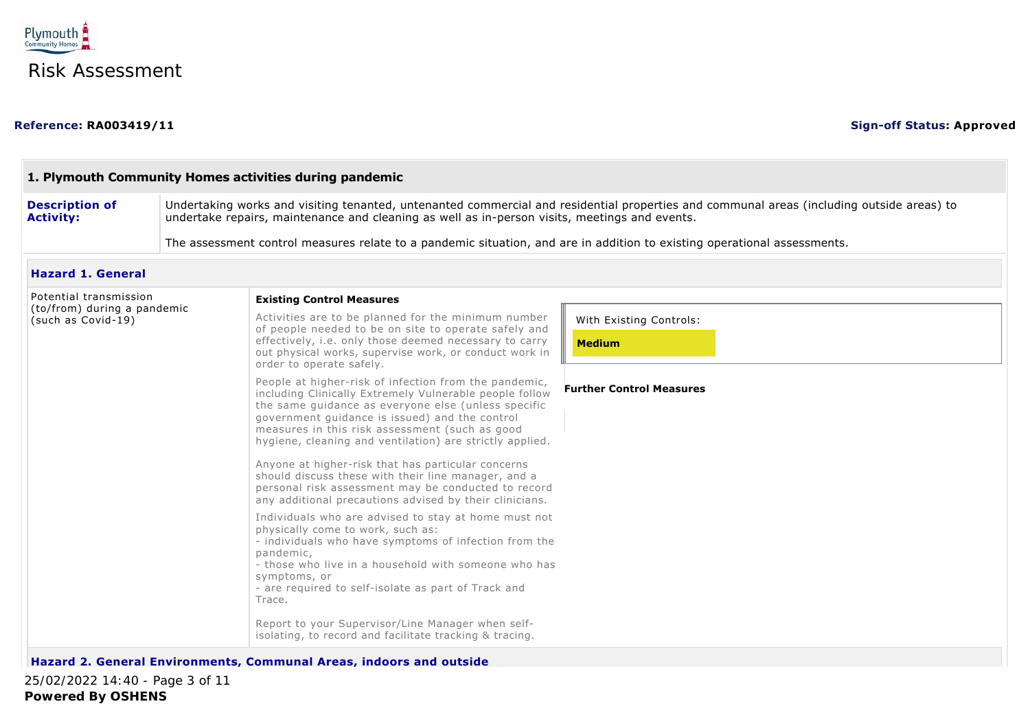Plymouth Community Homes

# Risk Assessment

**Reference: RA003419/11** **Sign-off Status: Approved**

## 1. Plymouth Community Homes activities during pandemic

| | |
|---|---|
| **Description of Activity:** | Undertaking works and visiting tenanted, untenanted commercial and residential properties and communal areas (including outside areas) to undertake repairs, maintenance and cleaning as well as in-person visits, meetings and events.<br><br>The assessment control measures relate to a pandemic situation, and are in addition to existing operational assessments. |

### Hazard 1. General

| Hazard | Existing Control Measures | Risk Rating / Further Control Measures |
|---|---|---|
| Potential transmission (to/from) during a pandemic (such as Covid-19) | Activities are to be planned for the minimum number of people needed to be on site to operate safely and effectively, i.e. only those deemed necessary to carry out physical works, supervise work, or conduct work in order to operate safely.<br><br>People at higher-risk of infection from the pandemic, including Clinically Extremely Vulnerable people follow the same guidance as everyone else (unless specific government guidance is issued) and the control measures in this risk assessment (such as good hygiene, cleaning and ventilation) are strictly applied.<br><br>Anyone at higher-risk that has particular concerns should discuss these with their line manager, and a personal risk assessment may be conducted to record any additional precautions advised by their clinicians.<br><br>Individuals who are advised to stay at home must not physically come to work, such as:<br>- individuals who have symptoms of infection from the pandemic,<br>- those who live in a household with someone who has symptoms, or<br>- are required to self-isolate as part of Track and Trace.<br><br>Report to your Supervisor/Line Manager when self-isolating, to record and facilitate tracking & tracing. | With Existing Controls: **Medium**<br><br>**Further Control Measures** |

### Hazard 2. General Environments, Communal Areas, indoors and outside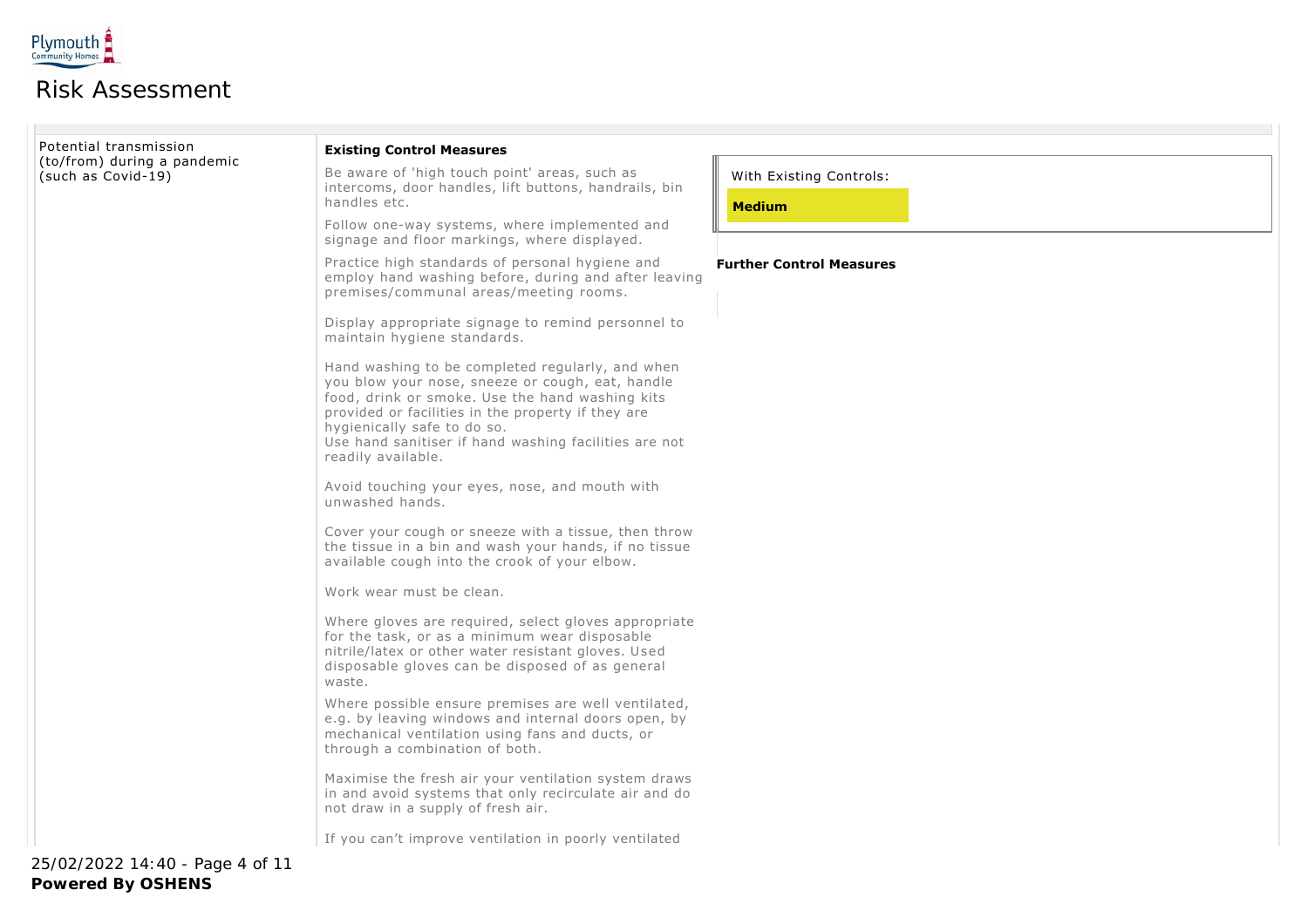# Risk Assessment

| Hazard | Existing Control Measures | Risk Rating / Further Control Measures |
|---|---|---|
| Potential transmission (to/from) during a pandemic (such as Covid-19) | **Existing Control Measures**<br><br>Be aware of 'high touch point' areas, such as intercoms, door handles, lift buttons, handrails, bin handles etc.<br><br>Follow one-way systems, where implemented and signage and floor markings, where displayed.<br><br>Practice high standards of personal hygiene and employ hand washing before, during and after leaving premises/communal areas/meeting rooms.<br><br>Display appropriate signage to remind personnel to maintain hygiene standards.<br><br>Hand washing to be completed regularly, and when you blow your nose, sneeze or cough, eat, handle food, drink or smoke. Use the hand washing kits provided or facilities in the property if they are hygienically safe to do so.<br>Use hand sanitiser if hand washing facilities are not readily available.<br><br>Avoid touching your eyes, nose, and mouth with unwashed hands.<br><br>Cover your cough or sneeze with a tissue, then throw the tissue in a bin and wash your hands, if no tissue available cough into the crook of your elbow.<br><br>Work wear must be clean.<br><br>Where gloves are required, select gloves appropriate for the task, or as a minimum wear disposable nitrile/latex or other water resistant gloves. Used disposable gloves can be disposed of as general waste.<br><br>Where possible ensure premises are well ventilated, e.g. by leaving windows and internal doors open, by mechanical ventilation using fans and ducts, or through a combination of both.<br><br>Maximise the fresh air your ventilation system draws in and avoid systems that only recirculate air and do not draw in a supply of fresh air.<br><br>If you can't improve ventilation in poorly ventilated | With Existing Controls:<br>**Medium**<br><br>**Further Control Measures** |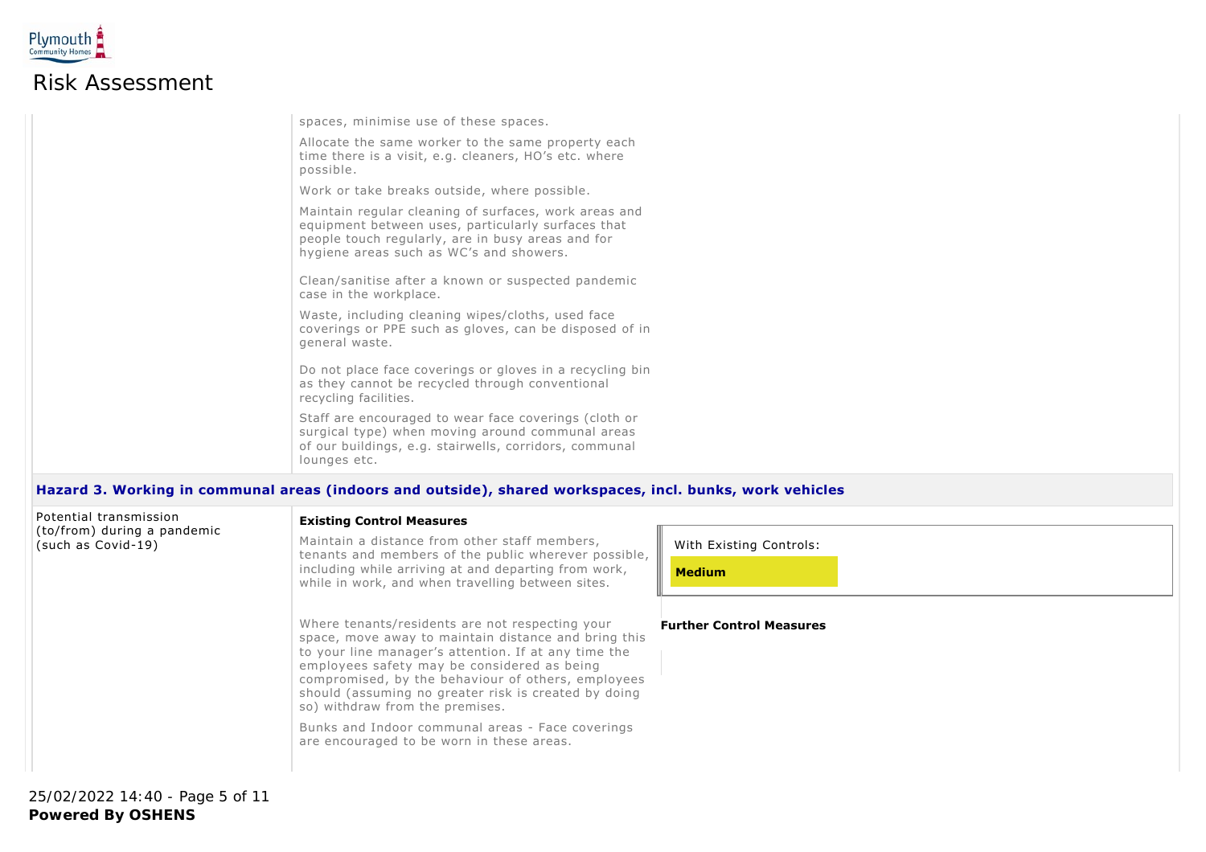spaces, minimise use of these spaces.

Allocate the same worker to the same property each time there is a visit, e.g. cleaners, HO's etc. where possible.

Work or take breaks outside, where possible.

Maintain regular cleaning of surfaces, work areas and equipment between uses, particularly surfaces that people touch regularly, are in busy areas and for hygiene areas such as WC's and showers.

Clean/sanitise after a known or suspected pandemic case in the workplace.

Waste, including cleaning wipes/cloths, used face coverings or PPE such as gloves, can be disposed of in general waste.

Do not place face coverings or gloves in a recycling bin as they cannot be recycled through conventional recycling facilities.

Staff are encouraged to wear face coverings (cloth or surgical type) when moving around communal areas of our buildings, e.g. stairwells, corridors, communal lounges etc.

### Hazard 3. Working in communal areas (indoors and outside), shared workspaces, incl. bunks, work vehicles

| Hazard | Existing Control Measures | Risk / Further Control Measures |
|---|---|---|
| Potential transmission (to/from) during a pandemic (such as Covid-19) | Maintain a distance from other staff members, tenants and members of the public wherever possible, including while arriving at and departing from work, while in work, and when travelling between sites.<br><br>Where tenants/residents are not respecting your space, move away to maintain distance and bring this to your line manager's attention. If at any time the employees safety may be considered as being compromised, by the behaviour of others, employees should (assuming no greater risk is created by doing so) withdraw from the premises.<br><br>Bunks and Indoor communal areas - Face coverings are encouraged to be worn in these areas. | With Existing Controls: **Medium**<br><br>**Further Control Measures** |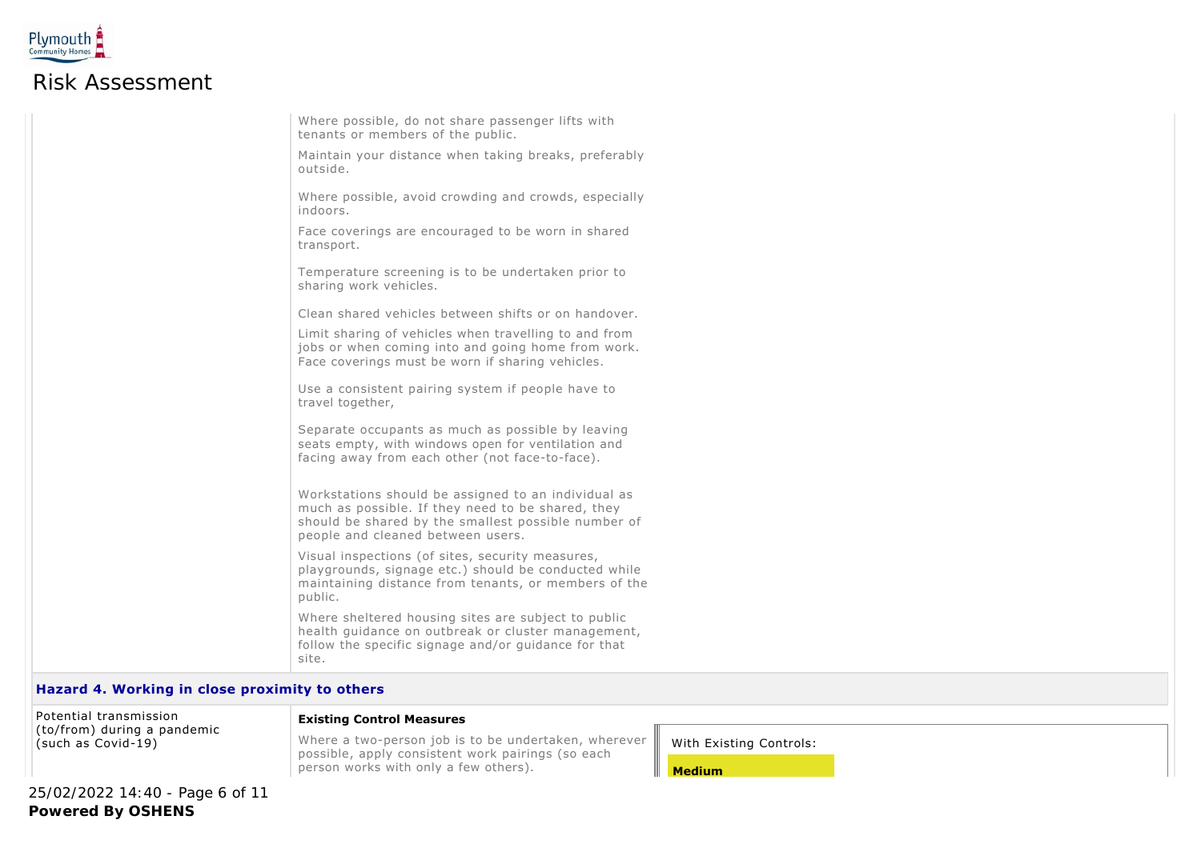# Risk Assessment

Where possible, do not share passenger lifts with tenants or members of the public.

Maintain your distance when taking breaks, preferably outside.

Where possible, avoid crowding and crowds, especially indoors.

Face coverings are encouraged to be worn in shared transport.

Temperature screening is to be undertaken prior to sharing work vehicles.

Clean shared vehicles between shifts or on handover.

Limit sharing of vehicles when travelling to and from jobs or when coming into and going home from work. Face coverings must be worn if sharing vehicles.

Use a consistent pairing system if people have to travel together,

Separate occupants as much as possible by leaving seats empty, with windows open for ventilation and facing away from each other (not face-to-face).

Workstations should be assigned to an individual as much as possible. If they need to be shared, they should be shared by the smallest possible number of people and cleaned between users.

Visual inspections (of sites, security measures, playgrounds, signage etc.) should be conducted while maintaining distance from tenants, or members of the public.

Where sheltered housing sites are subject to public health guidance on outbreak or cluster management, follow the specific signage and/or guidance for that site.

## Hazard 4. Working in close proximity to others

| Risk | Controls | Rating |
|---|---|---|
| Potential transmission (to/from) during a pandemic (such as Covid-19) | **Existing Control Measures**<br><br>Where a two-person job is to be undertaken, wherever possible, apply consistent work pairings (so each person works with only a few others). | With Existing Controls:<br><br>**Medium** |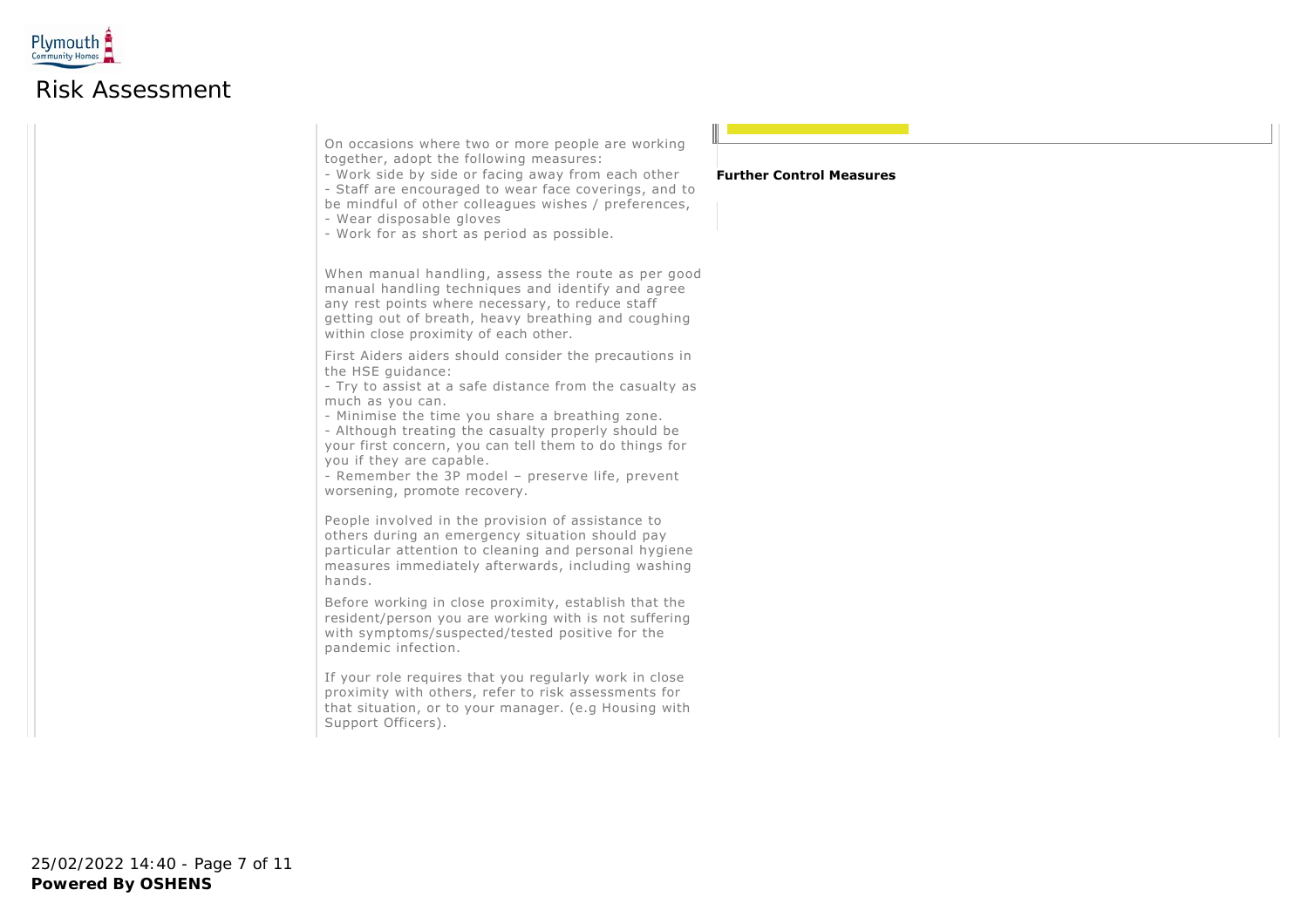On occasions where two or more people are working together, adopt the following measures:

- Work side by side or facing away from each other
- Staff are encouraged to wear face coverings, and to be mindful of other colleagues wishes / preferences,
- Wear disposable gloves
- Work for as short as period as possible.

When manual handling, assess the route as per good manual handling techniques and identify and agree any rest points where necessary, to reduce staff getting out of breath, heavy breathing and coughing within close proximity of each other.

First Aiders aiders should consider the precautions in the HSE guidance:

- Try to assist at a safe distance from the casualty as much as you can.
- Minimise the time you share a breathing zone.
- Although treating the casualty properly should be your first concern, you can tell them to do things for you if they are capable.
- Remember the 3P model – preserve life, prevent worsening, promote recovery.

People involved in the provision of assistance to others during an emergency situation should pay particular attention to cleaning and personal hygiene measures immediately afterwards, including washing hands.

Before working in close proximity, establish that the resident/person you are working with is not suffering with symptoms/suspected/tested positive for the pandemic infection.

If your role requires that you regularly work in close proximity with others, refer to risk assessments for that situation, or to your manager. (e.g Housing with Support Officers).

**Further Control Measures**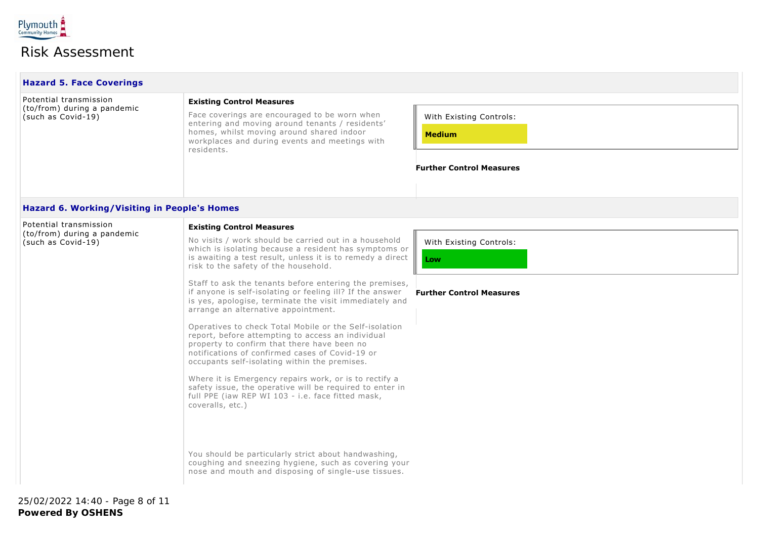## Hazard 5. Face Coverings

Potential transmission (to/from) during a pandemic (such as Covid-19)

**Existing Control Measures**

Face coverings are encouraged to be worn when entering and moving around tenants / residents' homes, whilst moving around shared indoor workplaces and during events and meetings with residents.

With Existing Controls:

**Medium**

**Further Control Measures**

## Hazard 6. Working/Visiting in People's Homes

Potential transmission (to/from) during a pandemic (such as Covid-19)

**Existing Control Measures**

No visits / work should be carried out in a household which is isolating because a resident has symptoms or is awaiting a test result, unless it is to remedy a direct risk to the safety of the household.

Staff to ask the tenants before entering the premises, if anyone is self-isolating or feeling ill? If the answer is yes, apologise, terminate the visit immediately and arrange an alternative appointment.

Operatives to check Total Mobile or the Self-isolation report, before attempting to access an individual property to confirm that there have been no notifications of confirmed cases of Covid-19 or occupants self-isolating within the premises.

Where it is Emergency repairs work, or is to rectify a safety issue, the operative will be required to enter in full PPE (iaw REP WI 103 - i.e. face fitted mask, coveralls, etc.)

You should be particularly strict about handwashing, coughing and sneezing hygiene, such as covering your nose and mouth and disposing of single-use tissues.

With Existing Controls:

**Low**

**Further Control Measures**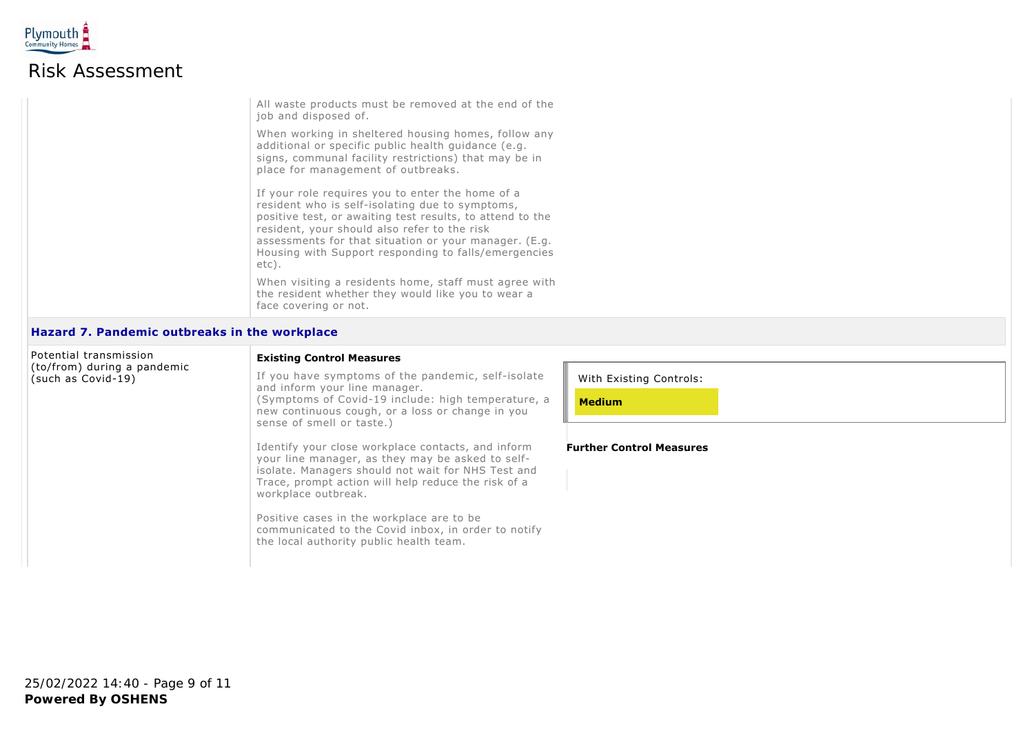# Risk Assessment

All waste products must be removed at the end of the job and disposed of.

When working in sheltered housing homes, follow any additional or specific public health guidance (e.g. signs, communal facility restrictions) that may be in place for management of outbreaks.

If your role requires you to enter the home of a resident who is self-isolating due to symptoms, positive test, or awaiting test results, to attend to the resident, your should also refer to the risk assessments for that situation or your manager. (E.g. Housing with Support responding to falls/emergencies etc).

When visiting a residents home, staff must agree with the resident whether they would like you to wear a face covering or not.

## Hazard 7. Pandemic outbreaks in the workplace

| Hazard | Existing Control Measures | Risk Rating / Further Control Measures |
|---|---|---|
| Potential transmission (to/from) during a pandemic (such as Covid-19) | If you have symptoms of the pandemic, self-isolate and inform your line manager.<br>(Symptoms of Covid-19 include: high temperature, a new continuous cough, or a loss or change in you sense of smell or taste.)<br><br>Identify your close workplace contacts, and inform your line manager, as they may be asked to self-isolate. Managers should not wait for NHS Test and Trace, prompt action will help reduce the risk of a workplace outbreak.<br><br>Positive cases in the workplace are to be communicated to the Covid inbox, in order to notify the local authority public health team. | With Existing Controls: **Medium**<br><br>**Further Control Measures** |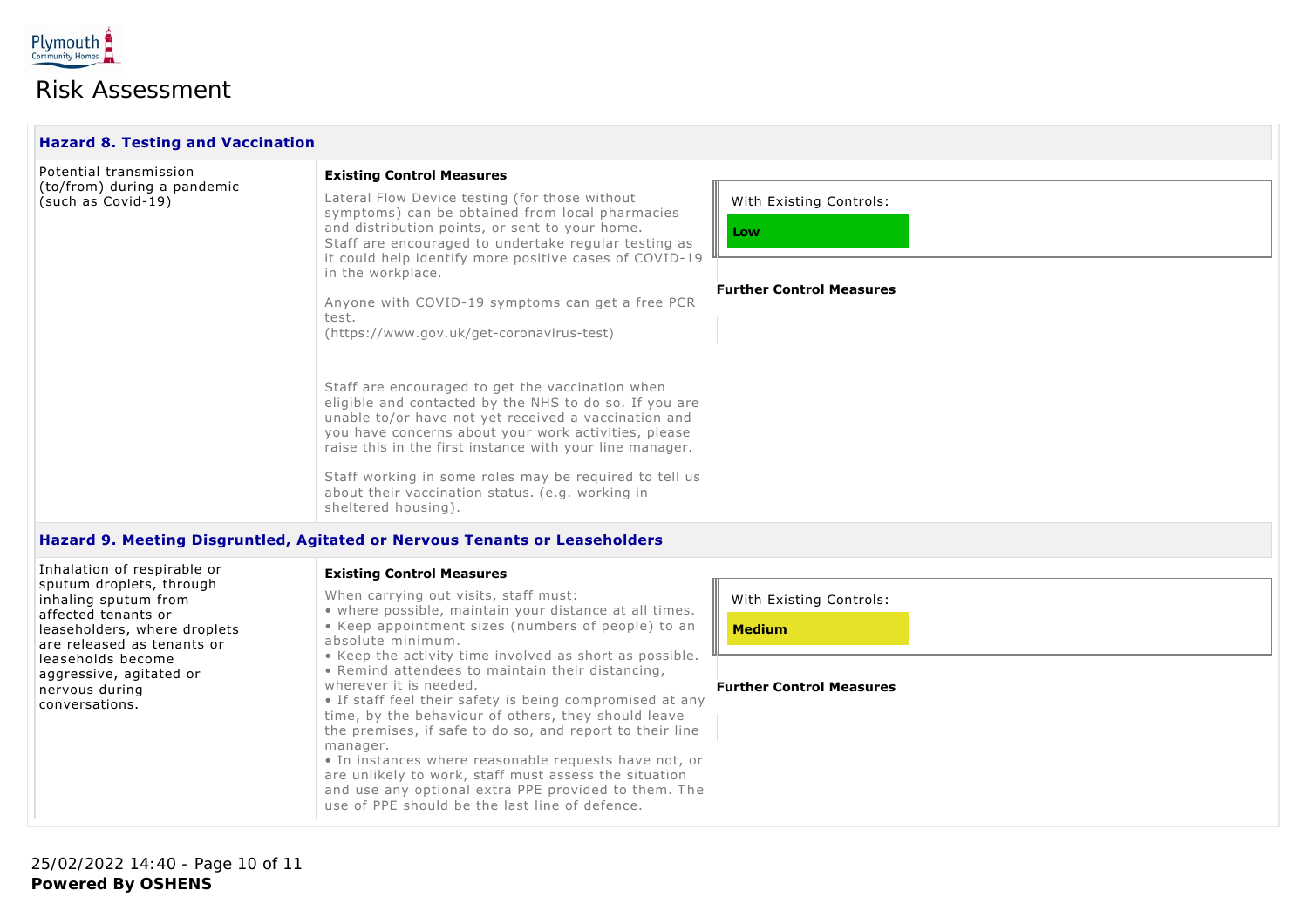## Hazard 8. Testing and Vaccination

Potential transmission (to/from) during a pandemic (such as Covid-19)

**Existing Control Measures**

Lateral Flow Device testing (for those without symptoms) can be obtained from local pharmacies and distribution points, or sent to your home.
Staff are encouraged to undertake regular testing as it could help identify more positive cases of COVID-19 in the workplace.

Anyone with COVID-19 symptoms can get a free PCR test.
(https://www.gov.uk/get-coronavirus-test)

Staff are encouraged to get the vaccination when eligible and contacted by the NHS to do so. If you are unable to/or have not yet received a vaccination and you have concerns about your work activities, please raise this in the first instance with your line manager.

Staff working in some roles may be required to tell us about their vaccination status. (e.g. working in sheltered housing).

With Existing Controls: **Low**

**Further Control Measures**

## Hazard 9. Meeting Disgruntled, Agitated or Nervous Tenants or Leaseholders

Inhalation of respirable or sputum droplets, through inhaling sputum from affected tenants or leaseholders, where droplets are released as tenants or leaseholds become aggressive, agitated or nervous during conversations.

**Existing Control Measures**

When carrying out visits, staff must:

- where possible, maintain your distance at all times.
- Keep appointment sizes (numbers of people) to an absolute minimum.
- Keep the activity time involved as short as possible.
- Remind attendees to maintain their distancing, wherever it is needed.
- If staff feel their safety is being compromised at any time, by the behaviour of others, they should leave the premises, if safe to do so, and report to their line manager.
- In instances where reasonable requests have not, or are unlikely to work, staff must assess the situation and use any optional extra PPE provided to them. The use of PPE should be the last line of defence.

With Existing Controls: **Medium**

**Further Control Measures**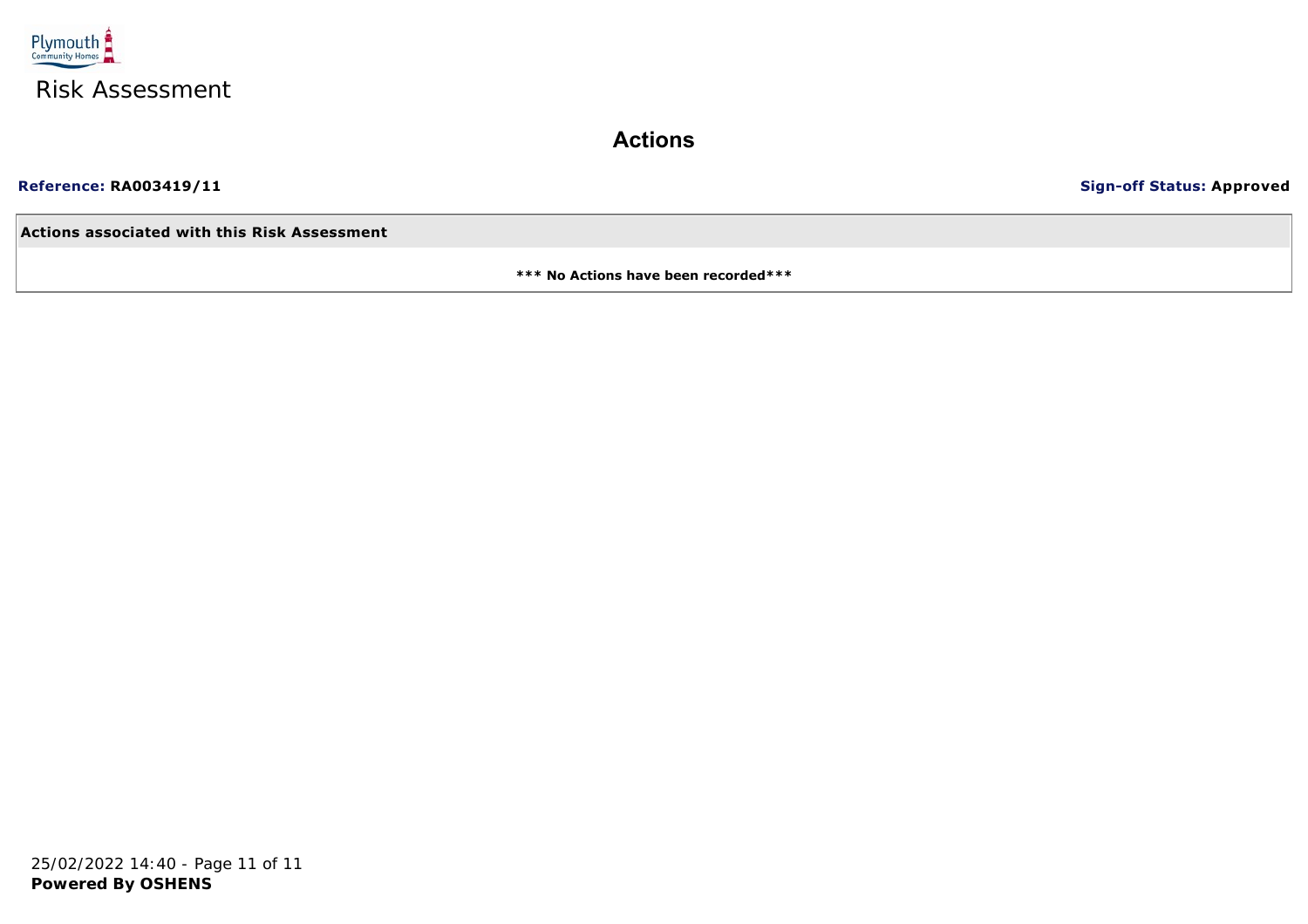# Risk Assessment

## Actions

**Reference:** **RA003419/11** **Sign-off Status:** **Approved**

| Actions associated with this Risk Assessment |
| --- |
| **\*\*\* No Actions have been recorded\*\*\*** |

25/02/2022 14:40

**Powered By OSHENS**